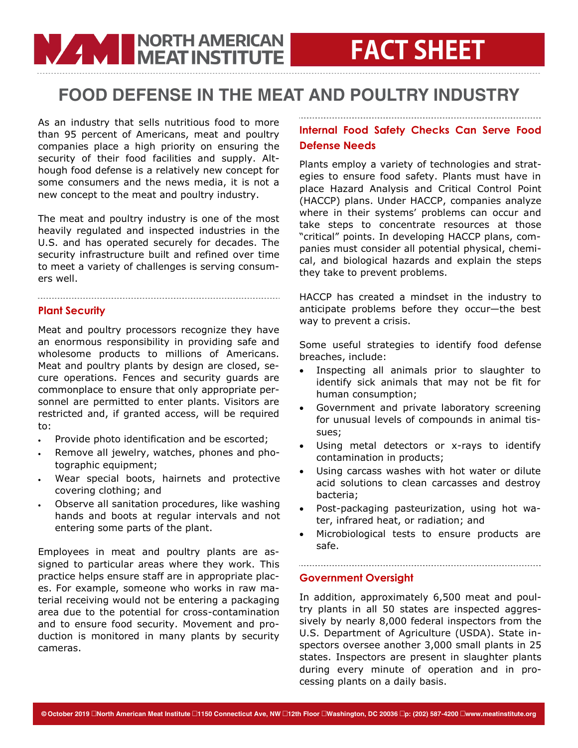NORTH AMERICAN MEAT INSTITUTE

FACT SHEET

# FOOD DEFENSE IN THE MEAT AND POULTRY INDUSTRY

As an industry that sells nutritious food to more than 95 percent of Americans, meat and poultry companies place a high priority on ensuring the security of their food facilities and supply. Although food defense is a relatively new concept for some consumers and the news media, it is not a new concept to the meat and poultry industry.

The meat and poultry industry is one of the most heavily regulated and inspected industries in the U.S. and has operated securely for decades. The security infrastructure built and refined over time to meet a variety of challenges is serving consumers well.

## Plant Security

Meat and poultry processors recognize they have an enormous responsibility in providing safe and wholesome products to millions of Americans. Meat and poultry plants by design are closed, secure operations. Fences and security guards are commonplace to ensure that only appropriate personnel are permitted to enter plants. Visitors are restricted and, if granted access, will be required to:

- Provide photo identification and be escorted;
- Remove all jewelry, watches, phones and photographic equipment;
- Wear special boots, hairnets and protective covering clothing; and
- Observe all sanitation procedures, like washing hands and boots at regular intervals and not entering some parts of the plant.

Employees in meat and poultry plants are assigned to particular areas where they work. This practice helps ensure staff are in appropriate places. For example, someone who works in raw material receiving would not be entering a packaging area due to the potential for cross-contamination and to ensure food security. Movement and production is monitored in many plants by security cameras.

## Internal Food Safety Checks Can Serve Food Defense Needs

Plants employ a variety of technologies and strategies to ensure food safety. Plants must have in place Hazard Analysis and Critical Control Point (HACCP) plans. Under HACCP, companies analyze where in their systems' problems can occur and take steps to concentrate resources at those "critical" points. In developing HACCP plans, companies must consider all potential physical, chemical, and biological hazards and explain the steps they take to prevent problems.

HACCP has created a mindset in the industry to anticipate problems before they occur—the best way to prevent a crisis.

Some useful strategies to identify food defense breaches, include:

- Inspecting all animals prior to slaughter to identify sick animals that may not be fit for human consumption;
- Government and private laboratory screening for unusual levels of compounds in animal tissues;
- Using metal detectors or x-rays to identify contamination in products;
- Using carcass washes with hot water or dilute acid solutions to clean carcasses and destroy bacteria;
- Post-packaging pasteurization, using hot water, infrared heat, or radiation; and
- Microbiological tests to ensure products are safe.

## Government Oversight

In addition, approximately 6,500 meat and poultry plants in all 50 states are inspected aggressively by nearly 8,000 federal inspectors from the U.S. Department of Agriculture (USDA). State inspectors oversee another 3,000 small plants in 25 states. Inspectors are present in slaughter plants during every minute of operation and in processing plants on a daily basis.

© October 2019 North American Meat Institute 1150 Connecticut Ave, NW 12th Floor Washington, DC 20036 p: (202) 587-4200 www.meatinstitute.org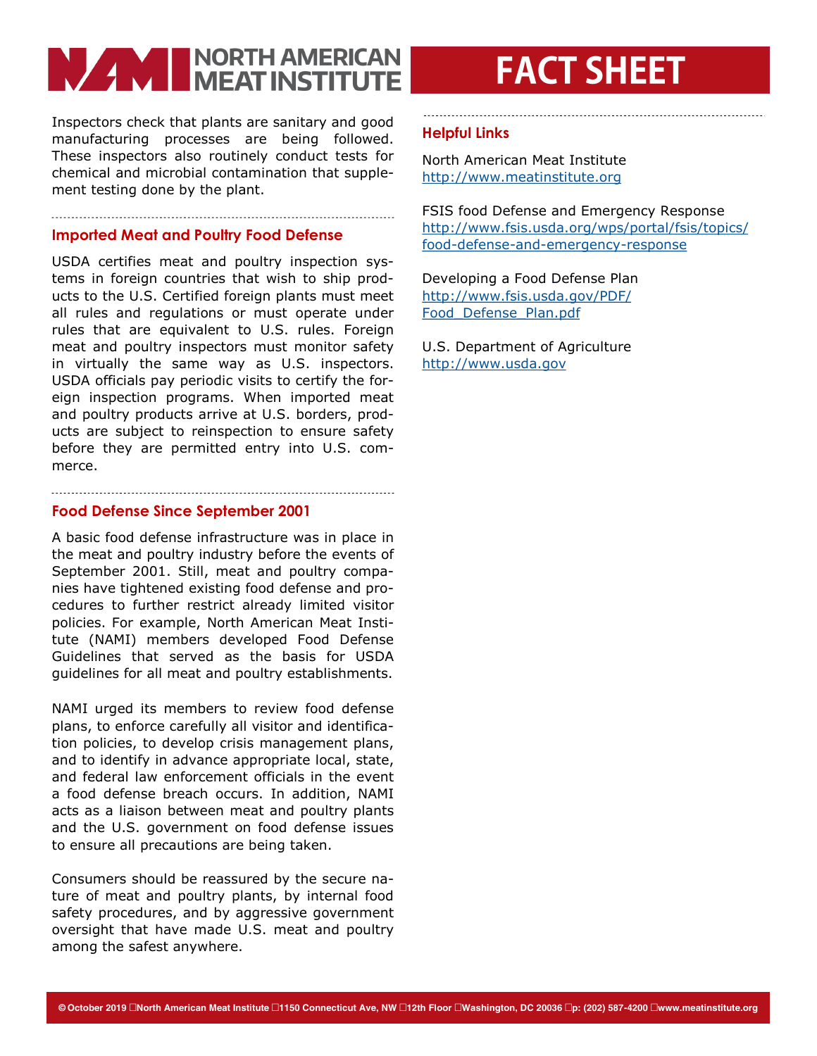Inspectors check that plants are sanitary and good manufacturing processes are being followed. These inspectors also routinely conduct tests for chemical and microbial contamination that supplement testing done by the plant.

## Imported Meat and Poultry Food Defense

USDA certifies meat and poultry inspection systems in foreign countries that wish to ship products to the U.S. Certified foreign plants must meet all rules and regulations or must operate under rules that are equivalent to U.S. rules. Foreign meat and poultry inspectors must monitor safety in virtually the same way as U.S. inspectors. USDA officials pay periodic visits to certify the foreign inspection programs. When imported meat and poultry products arrive at U.S. borders, products are subject to reinspection to ensure safety before they are permitted entry into U.S. commerce.

## Food Defense Since September 2001

A basic food defense infrastructure was in place in the meat and poultry industry before the events of September 2001. Still, meat and poultry companies have tightened existing food defense and procedures to further restrict already limited visitor policies. For example, North American Meat Institute (NAMI) members developed Food Defense Guidelines that served as the basis for USDA guidelines for all meat and poultry establishments.

NAMI urged its members to review food defense plans, to enforce carefully all visitor and identification policies, to develop crisis management plans, and to identify in advance appropriate local, state, and federal law enforcement officials in the event a food defense breach occurs. In addition, NAMI acts as a liaison between meat and poultry plants and the U.S. government on food defense issues to ensure all precautions are being taken.

Consumers should be reassured by the secure nature of meat and poultry plants, by internal food safety procedures, and by aggressive government oversight that have made U.S. meat and poultry among the safest anywhere.

## Helpful Links

North American Meat Institute
http://www.meatinstitute.org

FSIS food Defense and Emergency Response
http://www.fsis.usda.org/wps/portal/fsis/topics/food-defense-and-emergency-response

Developing a Food Defense Plan
http://www.fsis.usda.gov/PDF/Food_Defense_Plan.pdf

U.S. Department of Agriculture
http://www.usda.gov